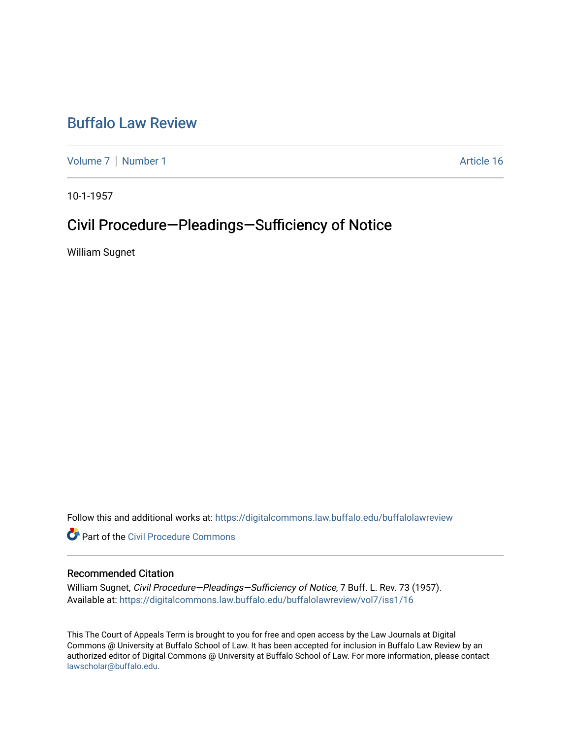# Buffalo Law Review

Volume 7 | Number 1 Article 16

10-1-1957

## Civil Procedure—Pleadings—Sufficiency of Notice

William Sugnet

Follow this and additional works at: https://digitalcommons.law.buffalo.edu/buffalolawreview

Part of the Civil Procedure Commons

### Recommended Citation

William Sugnet, *Civil Procedure—Pleadings—Sufficiency of Notice*, 7 Buff. L. Rev. 73 (1957).
Available at: https://digitalcommons.law.buffalo.edu/buffalolawreview/vol7/iss1/16

This The Court of Appeals Term is brought to you for free and open access by the Law Journals at Digital Commons @ University at Buffalo School of Law. It has been accepted for inclusion in Buffalo Law Review by an authorized editor of Digital Commons @ University at Buffalo School of Law. For more information, please contact lawscholar@buffalo.edu.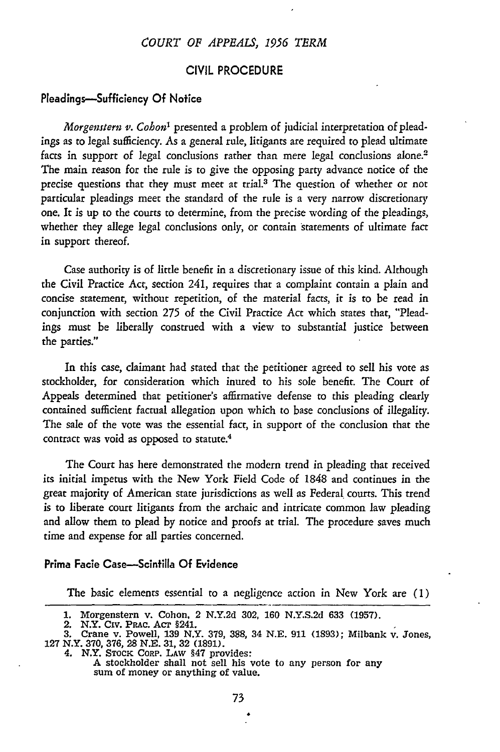## CIVIL PROCEDURE

### Pleadings—Sufficiency Of Notice

*Morgenstern v. Cohon*[1] presented a problem of judicial interpretation of pleadings as to legal sufficiency. As a general rule, litigants are required to plead ultimate facts in support of legal conclusions rather than mere legal conclusions alone.[2] The main reason for the rule is to give the opposing party advance notice of the precise questions that they must meet at trial.[3] The question of whether or not particular pleadings meet the standard of the rule is a very narrow discretionary one. It is up to the courts to determine, from the precise wording of the pleadings, whether they allege legal conclusions only, or contain statements of ultimate fact in support thereof.

Case authority is of little benefit in a discretionary issue of this kind. Although the Civil Practice Act, section 241, requires that a complaint contain a plain and concise statement, without repetition, of the material facts, it is to be read in conjunction with section 275 of the Civil Practice Act which states that, "Pleadings must be liberally construed with a view to substantial justice between the parties."

In this case, claimant had stated that the petitioner agreed to sell his vote as stockholder, for consideration which inured to his sole benefit. The Court of Appeals determined that petitioner's affirmative defense to this pleading clearly contained sufficient factual allegation upon which to base conclusions of illegality. The sale of the vote was the essential fact, in support of the conclusion that the contract was void as opposed to statute.[4]

The Court has here demonstrated the modern trend in pleading that received its initial impetus with the New York Field Code of 1848 and continues in the great majority of American state jurisdictions as well as Federal courts. This trend is to liberate court litigants from the archaic and intricate common law pleading and allow them to plead by notice and proofs at trial. The procedure saves much time and expense for all parties concerned.

### Prima Facie Case—Scintilla Of Evidence

The basic elements essential to a negligence action in New York are (1)

---

1. Morgenstern v. Cohon, 2 N.Y.2d 302, 160 N.Y.S.2d 633 (1957).
2. N.Y. Civ. Prac. Act §241.
3. Crane v. Powell, 139 N.Y. 379, 388, 34 N.E. 911 (1893); Milbank v. Jones, 127 N.Y. 370, 376, 28 N.E. 31, 32 (1891).
4. N.Y. Stock Corp. Law §47 provides:
   A stockholder shall not sell his vote to any person for any sum of money or anything of value.